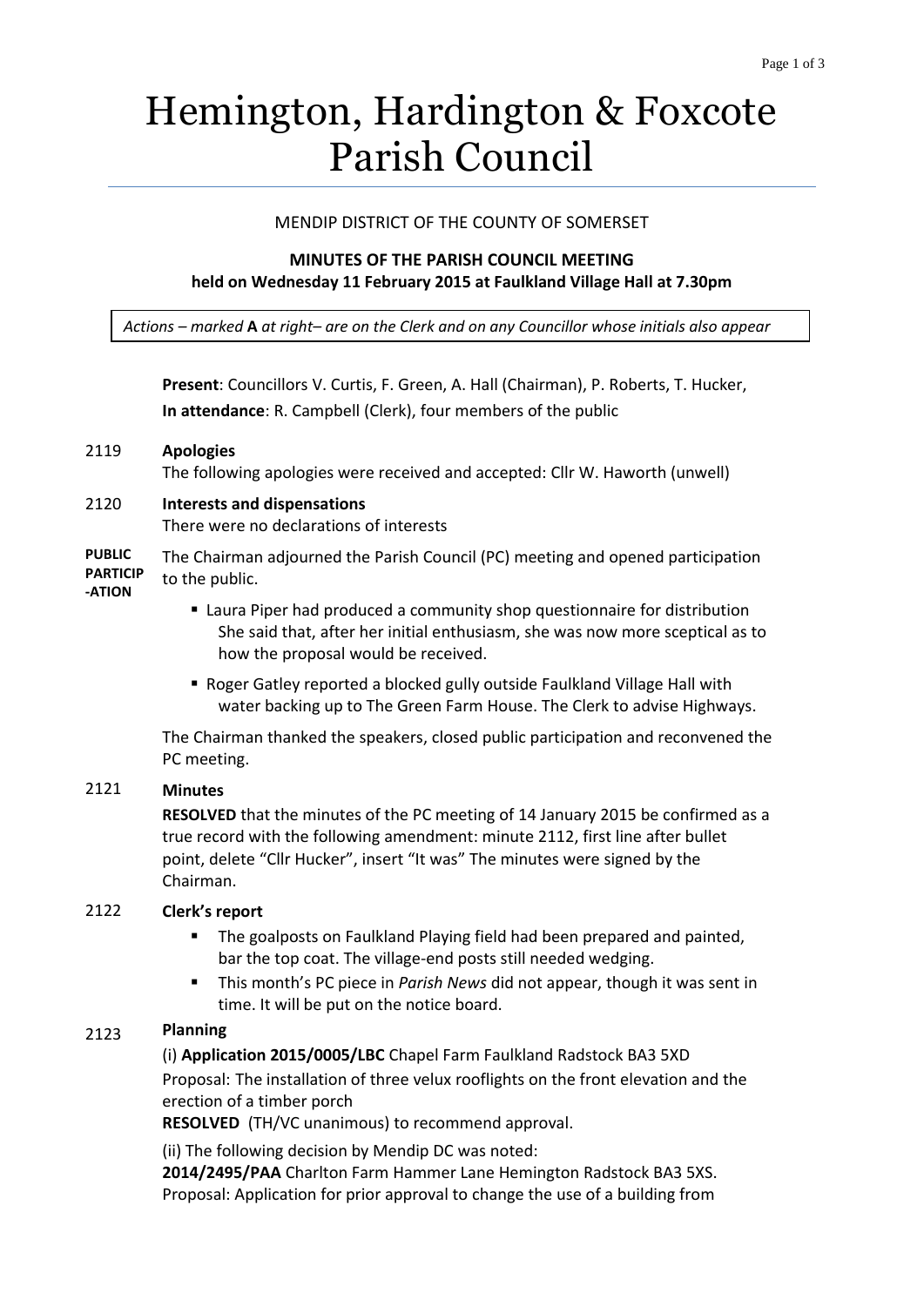# Hemington, Hardington & Foxcote Parish Council

MENDIP DISTRICT OF THE COUNTY OF SOMERSET

**MINUTES OF THE PARISH COUNCIL MEETING**
**held on Wednesday 11 February 2015 at Faulkland Village Hall at 7.30pm**

*Actions – marked* **A** *at right– are on the Clerk and on any Councillor whose initials also appear*

**Present**: Councillors V. Curtis, F. Green, A. Hall (Chairman), P. Roberts, T. Hucker,
**In attendance**: R. Campbell (Clerk), four members of the public

2119 **Apologies**

The following apologies were received and accepted: Cllr W. Haworth (unwell)

2120 **Interests and dispensations**

There were no declarations of interests

**PUBLIC PARTICIPATION**

The Chairman adjourned the Parish Council (PC) meeting and opened participation to the public.

- Laura Piper had produced a community shop questionnaire for distribution She said that, after her initial enthusiasm, she was now more sceptical as to how the proposal would be received.
- Roger Gatley reported a blocked gully outside Faulkland Village Hall with water backing up to The Green Farm House. The Clerk to advise Highways.

The Chairman thanked the speakers, closed public participation and reconvened the PC meeting.

2121 **Minutes**

**RESOLVED** that the minutes of the PC meeting of 14 January 2015 be confirmed as a true record with the following amendment: minute 2112, first line after bullet point, delete "Cllr Hucker", insert "It was" The minutes were signed by the Chairman.

2122 **Clerk's report**

- The goalposts on Faulkland Playing field had been prepared and painted, bar the top coat. The village-end posts still needed wedging.
- This month's PC piece in *Parish News* did not appear, though it was sent in time. It will be put on the notice board.

2123 **Planning**

(i) **Application 2015/0005/LBC** Chapel Farm Faulkland Radstock BA3 5XD
Proposal: The installation of three velux rooflights on the front elevation and the erection of a timber porch
**RESOLVED** (TH/VC unanimous) to recommend approval.

(ii) The following decision by Mendip DC was noted:
**2014/2495/PAA** Charlton Farm Hammer Lane Hemington Radstock BA3 5XS.
Proposal: Application for prior approval to change the use of a building from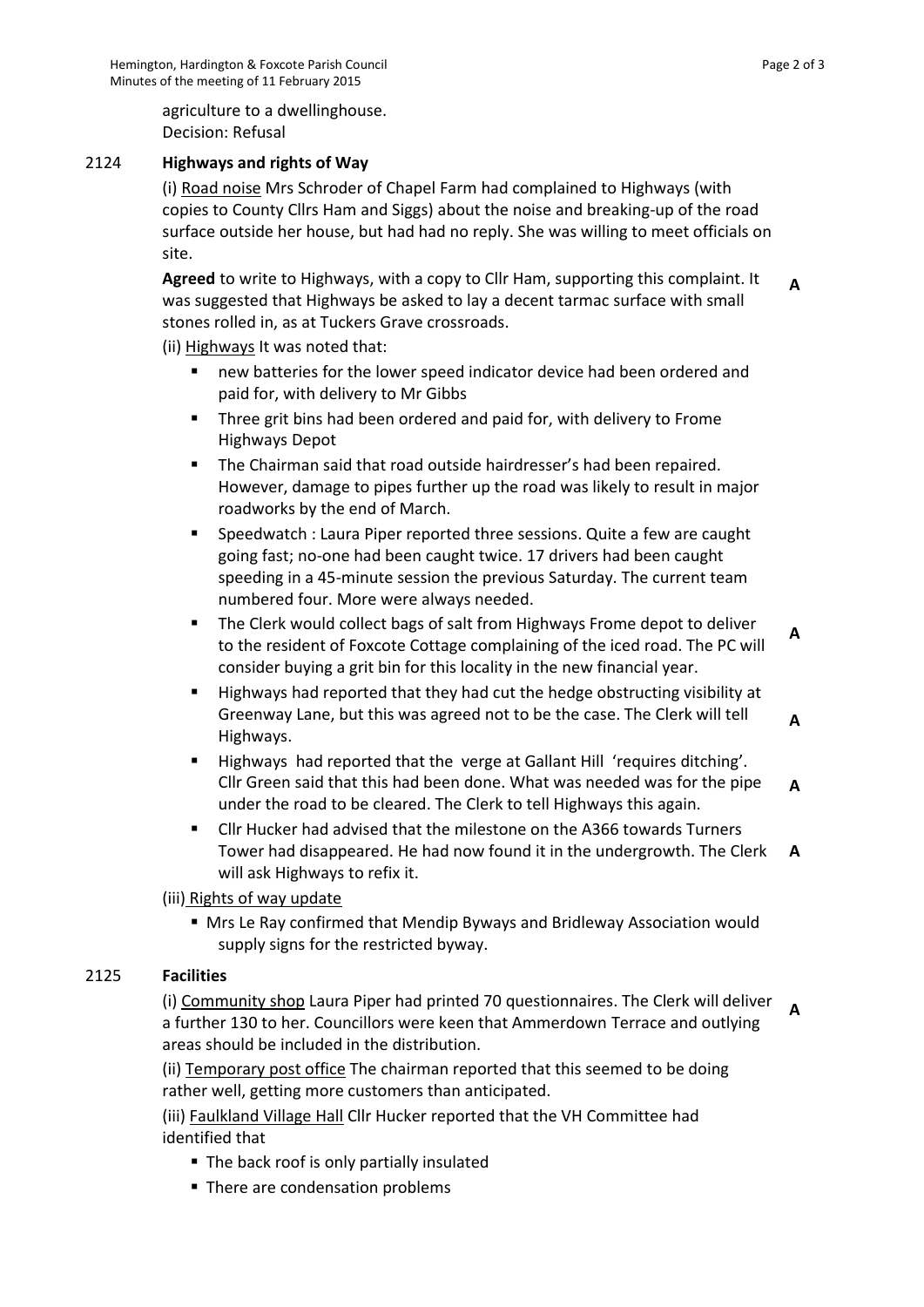agriculture to a dwellinghouse.
Decision: Refusal

2124 **Highways and rights of Way**

(i) Road noise Mrs Schroder of Chapel Farm had complained to Highways (with copies to County Cllrs Ham and Siggs) about the noise and breaking-up of the road surface outside her house, but had had no reply. She was willing to meet officials on site.

**Agreed** to write to Highways, with a copy to Cllr Ham, supporting this complaint. It was suggested that Highways be asked to lay a decent tarmac surface with small stones rolled in, as at Tuckers Grave crossroads. **A**

(ii) Highways It was noted that:

- new batteries for the lower speed indicator device had been ordered and paid for, with delivery to Mr Gibbs
- Three grit bins had been ordered and paid for, with delivery to Frome Highways Depot
- The Chairman said that road outside hairdresser's had been repaired. However, damage to pipes further up the road was likely to result in major roadworks by the end of March.
- Speedwatch : Laura Piper reported three sessions. Quite a few are caught going fast; no-one had been caught twice. 17 drivers had been caught speeding in a 45-minute session the previous Saturday. The current team numbered four. More were always needed.
- The Clerk would collect bags of salt from Highways Frome depot to deliver to the resident of Foxcote Cottage complaining of the iced road. The PC will consider buying a grit bin for this locality in the new financial year. **A**
- Highways had reported that they had cut the hedge obstructing visibility at Greenway Lane, but this was agreed not to be the case. The Clerk will tell Highways. **A**
- Highways had reported that the verge at Gallant Hill 'requires ditching'. Cllr Green said that this had been done. What was needed was for the pipe under the road to be cleared. The Clerk to tell Highways this again. **A**
- Cllr Hucker had advised that the milestone on the A366 towards Turners Tower had disappeared. He had now found it in the undergrowth. The Clerk will ask Highways to refix it. **A**

(iii) Rights of way update

- Mrs Le Ray confirmed that Mendip Byways and Bridleway Association would supply signs for the restricted byway.

2125 **Facilities**

(i) Community shop Laura Piper had printed 70 questionnaires. The Clerk will deliver a further 130 to her. Councillors were keen that Ammerdown Terrace and outlying areas should be included in the distribution. **A**

(ii) Temporary post office The chairman reported that this seemed to be doing rather well, getting more customers than anticipated.

(iii) Faulkland Village Hall Cllr Hucker reported that the VH Committee had identified that

- The back roof is only partially insulated
- There are condensation problems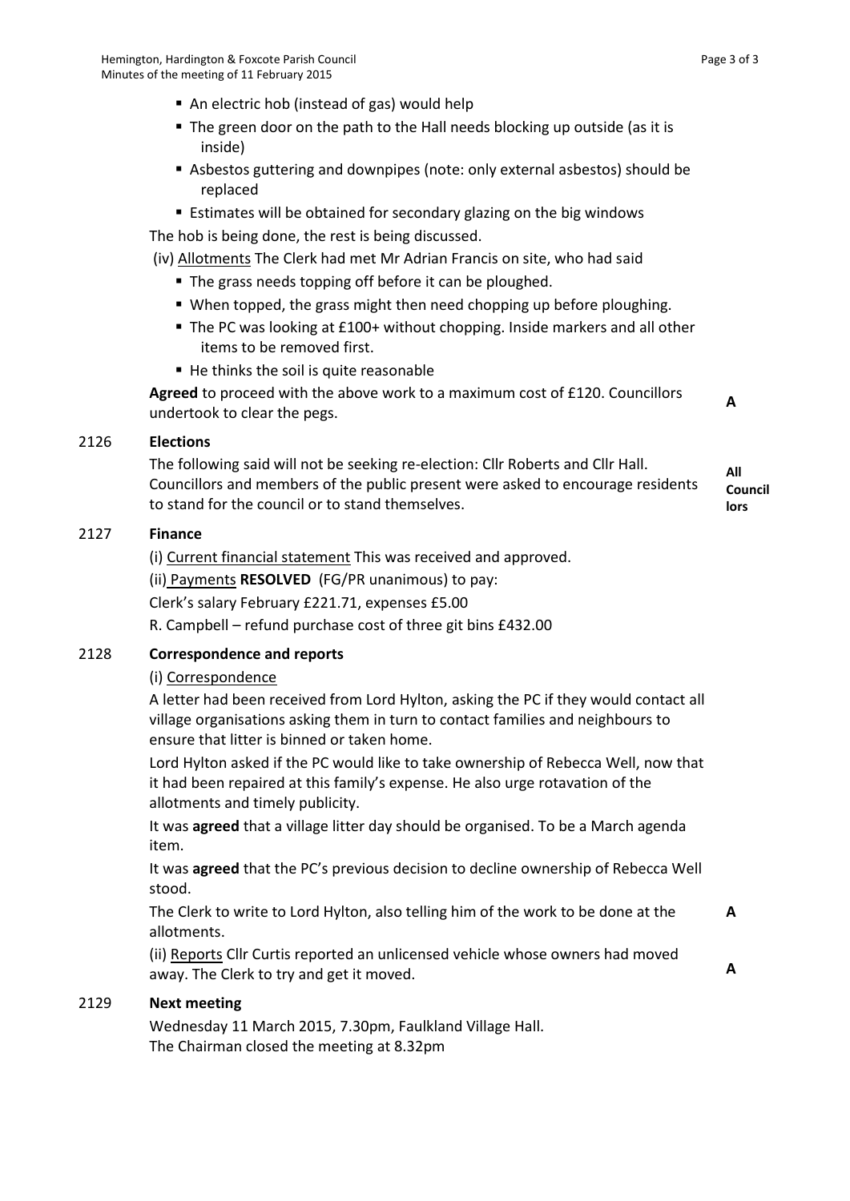- An electric hob (instead of gas) would help
- The green door on the path to the Hall needs blocking up outside (as it is inside)
- Asbestos guttering and downpipes (note: only external asbestos) should be replaced
- Estimates will be obtained for secondary glazing on the big windows

The hob is being done, the rest is being discussed.

(iv) Allotments The Clerk had met Mr Adrian Francis on site, who had said

- The grass needs topping off before it can be ploughed.
- When topped, the grass might then need chopping up before ploughing.
- The PC was looking at £100+ without chopping. Inside markers and all other items to be removed first.
- He thinks the soil is quite reasonable

**Agreed** to proceed with the above work to a maximum cost of £120. Councillors undertook to clear the pegs. **A**

## 2126 Elections

The following said will not be seeking re-election: Cllr Roberts and Cllr Hall. Councillors and members of the public present were asked to encourage residents to stand for the council or to stand themselves. **All Councillors**

## 2127 Finance

(i) Current financial statement This was received and approved.

(ii) Payments **RESOLVED** (FG/PR unanimous) to pay:

Clerk's salary February £221.71, expenses £5.00

R. Campbell – refund purchase cost of three git bins £432.00

## 2128 Correspondence and reports

(i) Correspondence

A letter had been received from Lord Hylton, asking the PC if they would contact all village organisations asking them in turn to contact families and neighbours to ensure that litter is binned or taken home.

Lord Hylton asked if the PC would like to take ownership of Rebecca Well, now that it had been repaired at this family's expense. He also urge rotavation of the allotments and timely publicity.

It was **agreed** that a village litter day should be organised. To be a March agenda item.

It was **agreed** that the PC's previous decision to decline ownership of Rebecca Well stood.

The Clerk to write to Lord Hylton, also telling him of the work to be done at the allotments. **A**

(ii) Reports Cllr Curtis reported an unlicensed vehicle whose owners had moved away. The Clerk to try and get it moved. **A**

## 2129 Next meeting

Wednesday 11 March 2015, 7.30pm, Faulkland Village Hall.

The Chairman closed the meeting at 8.32pm